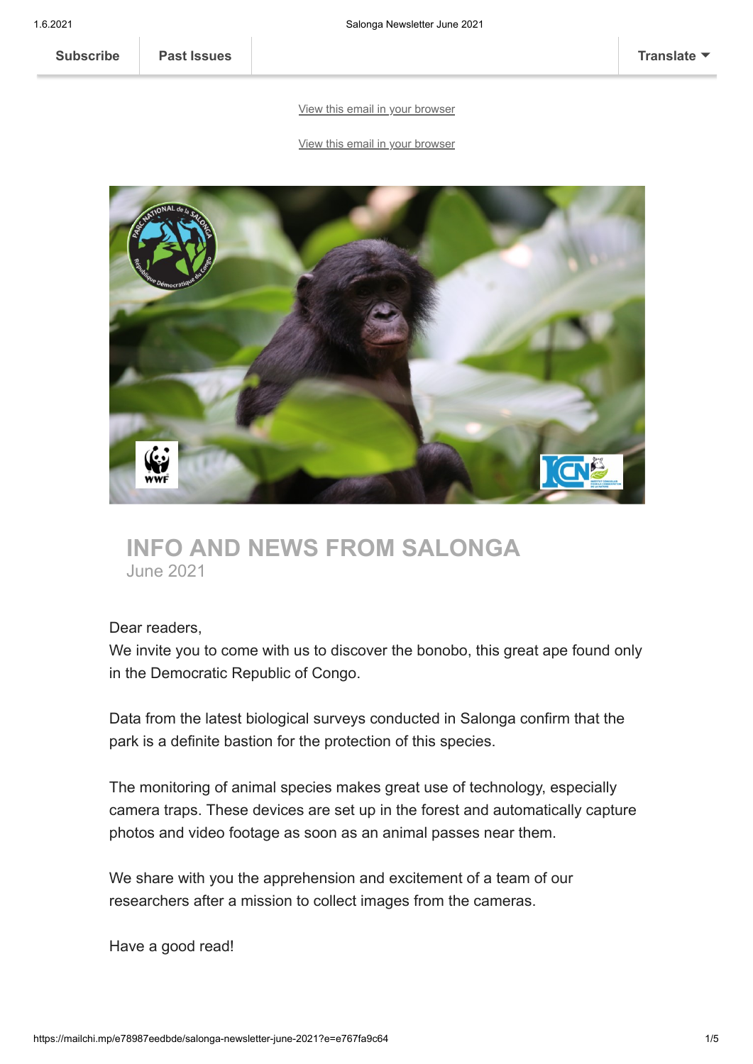Subscribe | Past Issues | Translate

View this email in your browser

View this email in your browser

# INFO AND NEWS FROM SALONGA

June 2021

Dear readers,
We invite you to come with us to discover the bonobo, this great ape found only in the Democratic Republic of Congo.

Data from the latest biological surveys conducted in Salonga confirm that the park is a definite bastion for the protection of this species.

The monitoring of animal species makes great use of technology, especially camera traps. These devices are set up in the forest and automatically capture photos and video footage as soon as an animal passes near them.

We share with you the apprehension and excitement of a team of our researchers after a mission to collect images from the cameras.

Have a good read!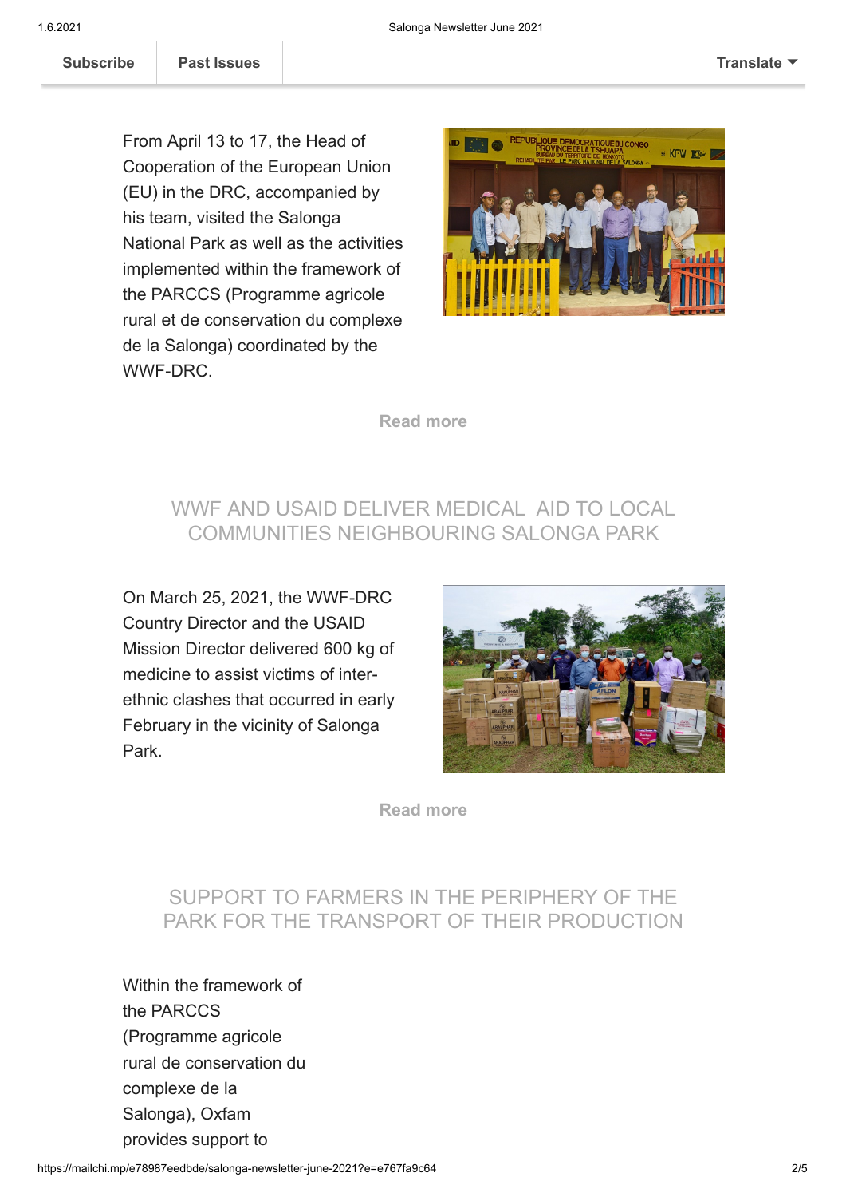From April 13 to 17, the Head of Cooperation of the European Union (EU) in the DRC, accompanied by his team, visited the Salonga National Park as well as the activities implemented within the framework of the PARCCS (Programme agricole rural et de conservation du complexe de la Salonga) coordinated by the WWF-DRC.

**Read more**

## WWF AND USAID DELIVER MEDICAL AID TO LOCAL COMMUNITIES NEIGHBOURING SALONGA PARK

On March 25, 2021, the WWF-DRC Country Director and the USAID Mission Director delivered 600 kg of medicine to assist victims of inter-ethnic clashes that occurred in early February in the vicinity of Salonga Park.

**Read more**

## SUPPORT TO FARMERS IN THE PERIPHERY OF THE PARK FOR THE TRANSPORT OF THEIR PRODUCTION

Within the framework of the PARCCS (Programme agricole rural de conservation du complexe de la Salonga), Oxfam provides support to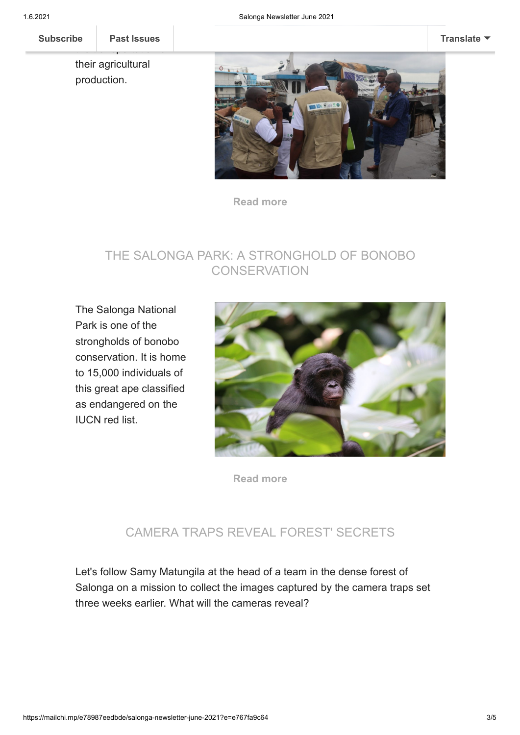their agricultural production.

Read more

## THE SALONGA PARK: A STRONGHOLD OF BONOBO CONSERVATION

The Salonga National Park is one of the strongholds of bonobo conservation. It is home to 15,000 individuals of this great ape classified as endangered on the IUCN red list.

Read more

## CAMERA TRAPS REVEAL FOREST' SECRETS

Let's follow Samy Matungila at the head of a team in the dense forest of Salonga on a mission to collect the images captured by the camera traps set three weeks earlier. What will the cameras reveal?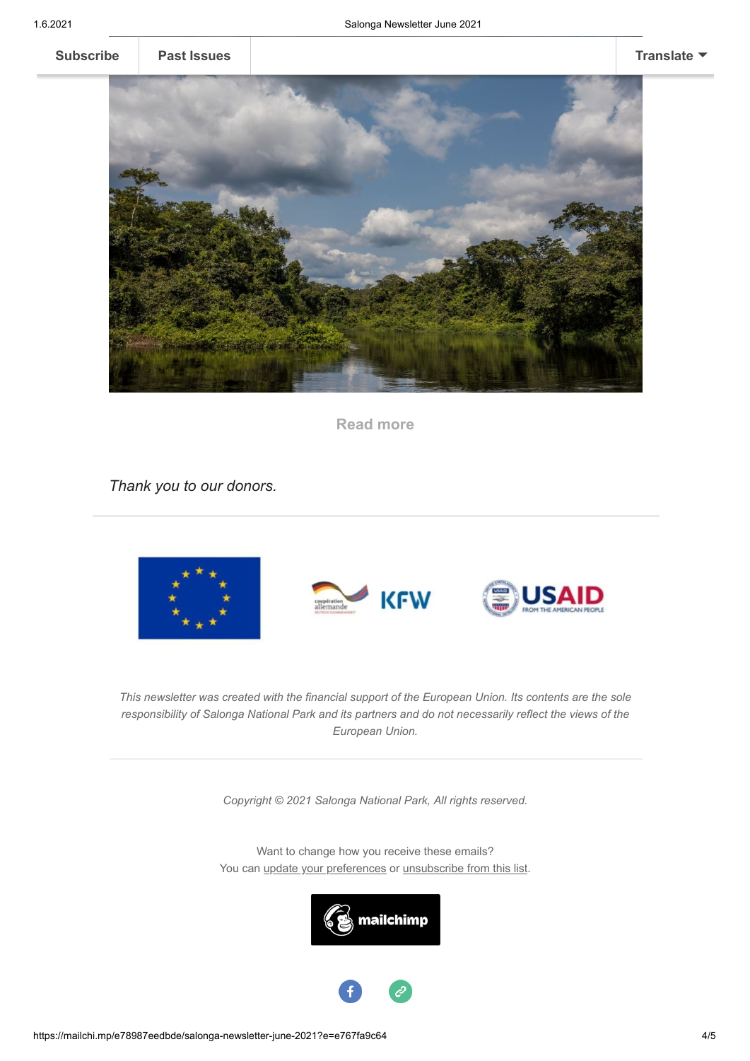Subscribe | Past Issues | Translate

Read more

*Thank you to our donors.*

*This newsletter was created with the financial support of the European Union. Its contents are the sole responsibility of Salonga National Park and its partners and do not necessarily reflect the views of the European Union.*

*Copyright © 2021 Salonga National Park, All rights reserved.*

Want to change how you receive these emails?
You can update your preferences or unsubscribe from this list.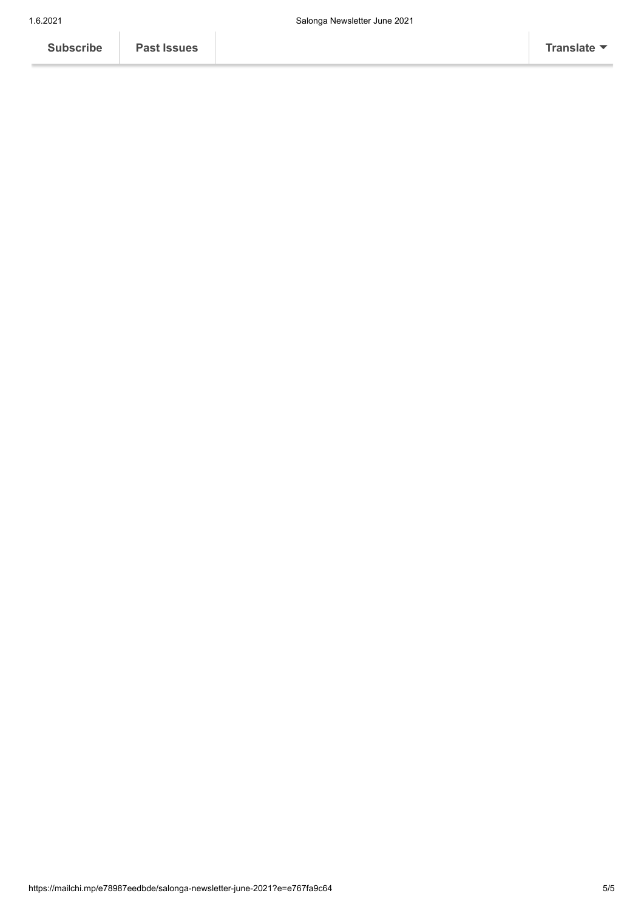Subscribe | Past Issues | Translate ▼